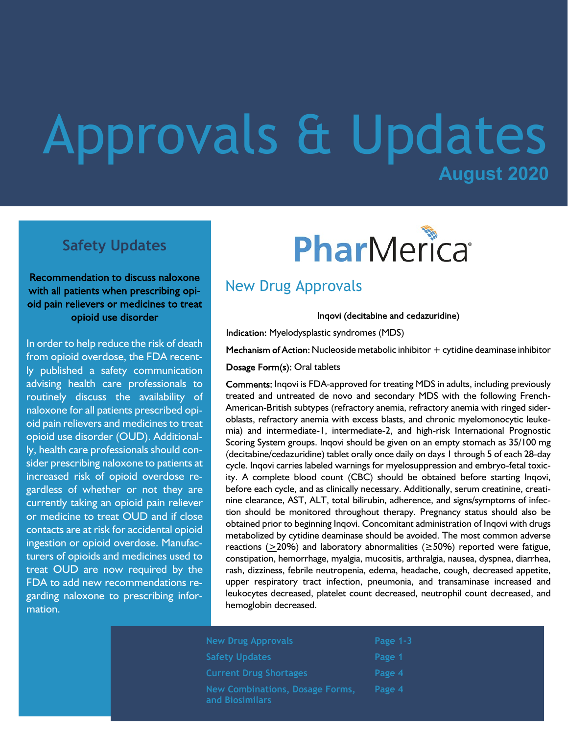# Approvals & Updates

**August 2020**

PharMerica

## Safety Updates

**Recommendation to discuss naloxone with all patients when prescribing opioid pain relievers or medicines to treat opioid use disorder**

In order to help reduce the risk of death from opioid overdose, the FDA recently published a safety communication advising health care professionals to routinely discuss the availability of naloxone for all patients prescribed opioid pain relievers and medicines to treat opioid use disorder (OUD). Additionally, health care professionals should consider prescribing naloxone to patients at increased risk of opioid overdose regardless of whether or not they are currently taking an opioid pain reliever or medicine to treat OUD and if close contacts are at risk for accidental opioid ingestion or opioid overdose. Manufacturers of opioids and medicines used to treat OUD are now required by the FDA to add new recommendations regarding naloxone to prescribing information.

## New Drug Approvals

**Inqovi (decitabine and cedazuridine)**

**Indication:** Myelodysplastic syndromes (MDS)

**Mechanism of Action:** Nucleoside metabolic inhibitor + cytidine deaminase inhibitor

**Dosage Form(s):** Oral tablets

**Comments:** Inqovi is FDA-approved for treating MDS in adults, including previously treated and untreated de novo and secondary MDS with the following French-American-British subtypes (refractory anemia, refractory anemia with ringed sideroblasts, refractory anemia with excess blasts, and chronic myelomonocytic leukemia) and intermediate-1, intermediate-2, and high-risk International Prognostic Scoring System groups. Inqovi should be given on an empty stomach as 35/100 mg (decitabine/cedazuridine) tablet orally once daily on days 1 through 5 of each 28-day cycle. Inqovi carries labeled warnings for myelosuppression and embryo-fetal toxicity. A complete blood count (CBC) should be obtained before starting Inqovi, before each cycle, and as clinically necessary. Additionally, serum creatinine, creatinine clearance, AST, ALT, total bilirubin, adherence, and signs/symptoms of infection should be monitored throughout therapy. Pregnancy status should also be obtained prior to beginning Inqovi. Concomitant administration of Inqovi with drugs metabolized by cytidine deaminase should be avoided. The most common adverse reactions (≥20%) and laboratory abnormalities (≥50%) reported were fatigue, constipation, hemorrhage, myalgia, mucositis, arthralgia, nausea, dyspnea, diarrhea, rash, dizziness, febrile neutropenia, edema, headache, cough, decreased appetite, upper respiratory tract infection, pneumonia, and transaminase increased and leukocytes decreased, platelet count decreased, neutrophil count decreased, and hemoglobin decreased.

| | |
|---|---|
| New Drug Approvals | Page 1-3 |
| Safety Updates | Page 1 |
| Current Drug Shortages | Page 4 |
| New Combinations, Dosage Forms, and Biosimilars | Page 4 |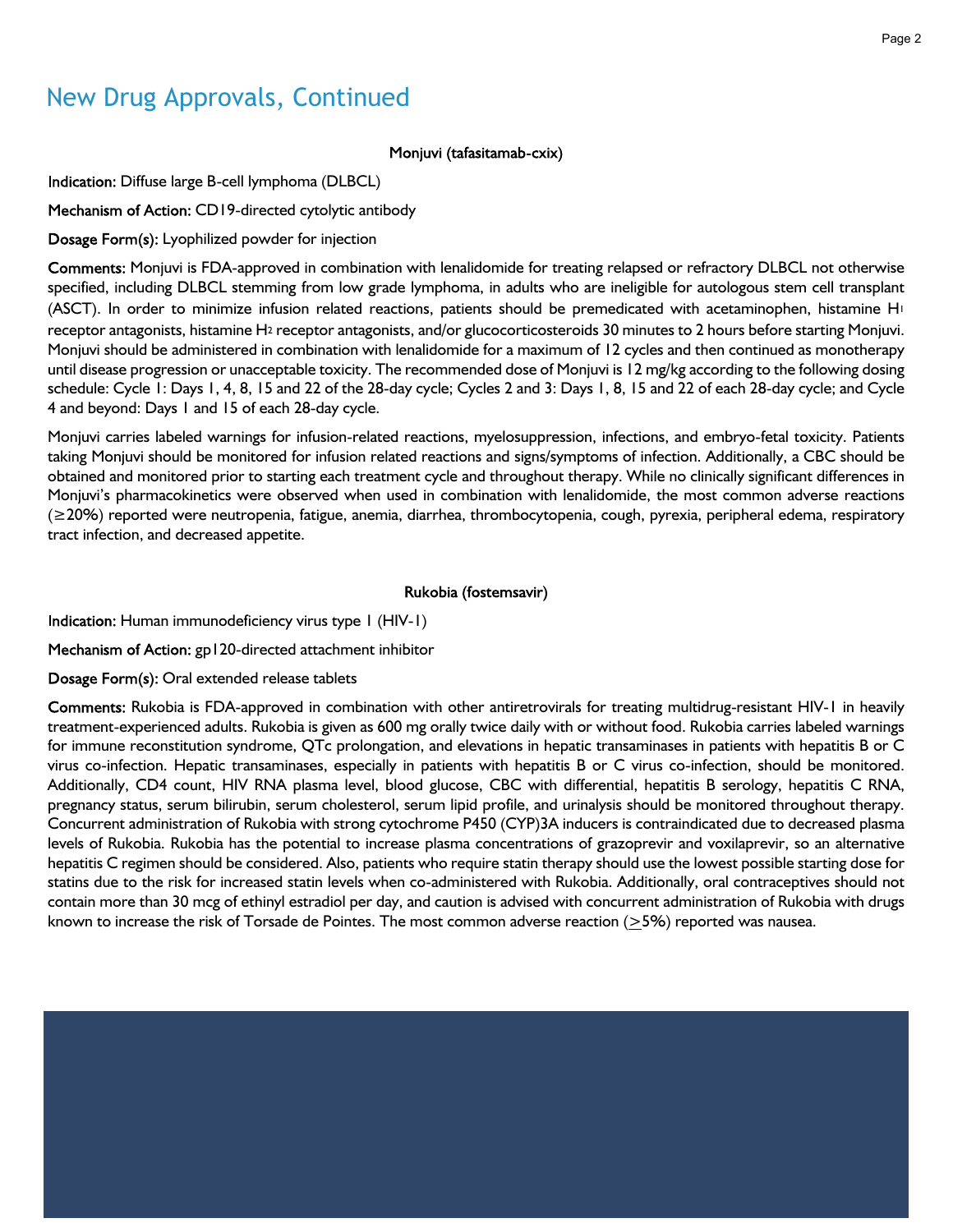## New Drug Approvals, Continued

### Monjuvi (tafasitamab-cxix)

**Indication:** Diffuse large B-cell lymphoma (DLBCL)

**Mechanism of Action:** CD19-directed cytolytic antibody

**Dosage Form(s):** Lyophilized powder for injection

**Comments:** Monjuvi is FDA-approved in combination with lenalidomide for treating relapsed or refractory DLBCL not otherwise specified, including DLBCL stemming from low grade lymphoma, in adults who are ineligible for autologous stem cell transplant (ASCT). In order to minimize infusion related reactions, patients should be premedicated with acetaminophen, histamine $H_1$ receptor antagonists, histamine $H_2$ receptor antagonists, and/or glucocorticosteroids 30 minutes to 2 hours before starting Monjuvi. Monjuvi should be administered in combination with lenalidomide for a maximum of 12 cycles and then continued as monotherapy until disease progression or unacceptable toxicity. The recommended dose of Monjuvi is 12 mg/kg according to the following dosing schedule: Cycle 1: Days 1, 4, 8, 15 and 22 of the 28-day cycle; Cycles 2 and 3: Days 1, 8, 15 and 22 of each 28-day cycle; and Cycle 4 and beyond: Days 1 and 15 of each 28-day cycle.

Monjuvi carries labeled warnings for infusion-related reactions, myelosuppression, infections, and embryo-fetal toxicity. Patients taking Monjuvi should be monitored for infusion related reactions and signs/symptoms of infection. Additionally, a CBC should be obtained and monitored prior to starting each treatment cycle and throughout therapy. While no clinically significant differences in Monjuvi's pharmacokinetics were observed when used in combination with lenalidomide, the most common adverse reactions (≥20%) reported were neutropenia, fatigue, anemia, diarrhea, thrombocytopenia, cough, pyrexia, peripheral edema, respiratory tract infection, and decreased appetite.

### Rukobia (fostemsavir)

**Indication:** Human immunodeficiency virus type 1 (HIV-1)

**Mechanism of Action:** gp120-directed attachment inhibitor

**Dosage Form(s):** Oral extended release tablets

**Comments:** Rukobia is FDA-approved in combination with other antiretrovirals for treating multidrug-resistant HIV-1 in heavily treatment-experienced adults. Rukobia is given as 600 mg orally twice daily with or without food. Rukobia carries labeled warnings for immune reconstitution syndrome, QTc prolongation, and elevations in hepatic transaminases in patients with hepatitis B or C virus co-infection. Hepatic transaminases, especially in patients with hepatitis B or C virus co-infection, should be monitored. Additionally, CD4 count, HIV RNA plasma level, blood glucose, CBC with differential, hepatitis B serology, hepatitis C RNA, pregnancy status, serum bilirubin, serum cholesterol, serum lipid profile, and urinalysis should be monitored throughout therapy. Concurrent administration of Rukobia with strong cytochrome P450 (CYP)3A inducers is contraindicated due to decreased plasma levels of Rukobia. Rukobia has the potential to increase plasma concentrations of grazoprevir and voxilaprevir, so an alternative hepatitis C regimen should be considered. Also, patients who require statin therapy should use the lowest possible starting dose for statins due to the risk for increased statin levels when co-administered with Rukobia. Additionally, oral contraceptives should not contain more than 30 mcg of ethinyl estradiol per day, and caution is advised with concurrent administration of Rukobia with drugs known to increase the risk of Torsade de Pointes. The most common adverse reaction (≥5%) reported was nausea.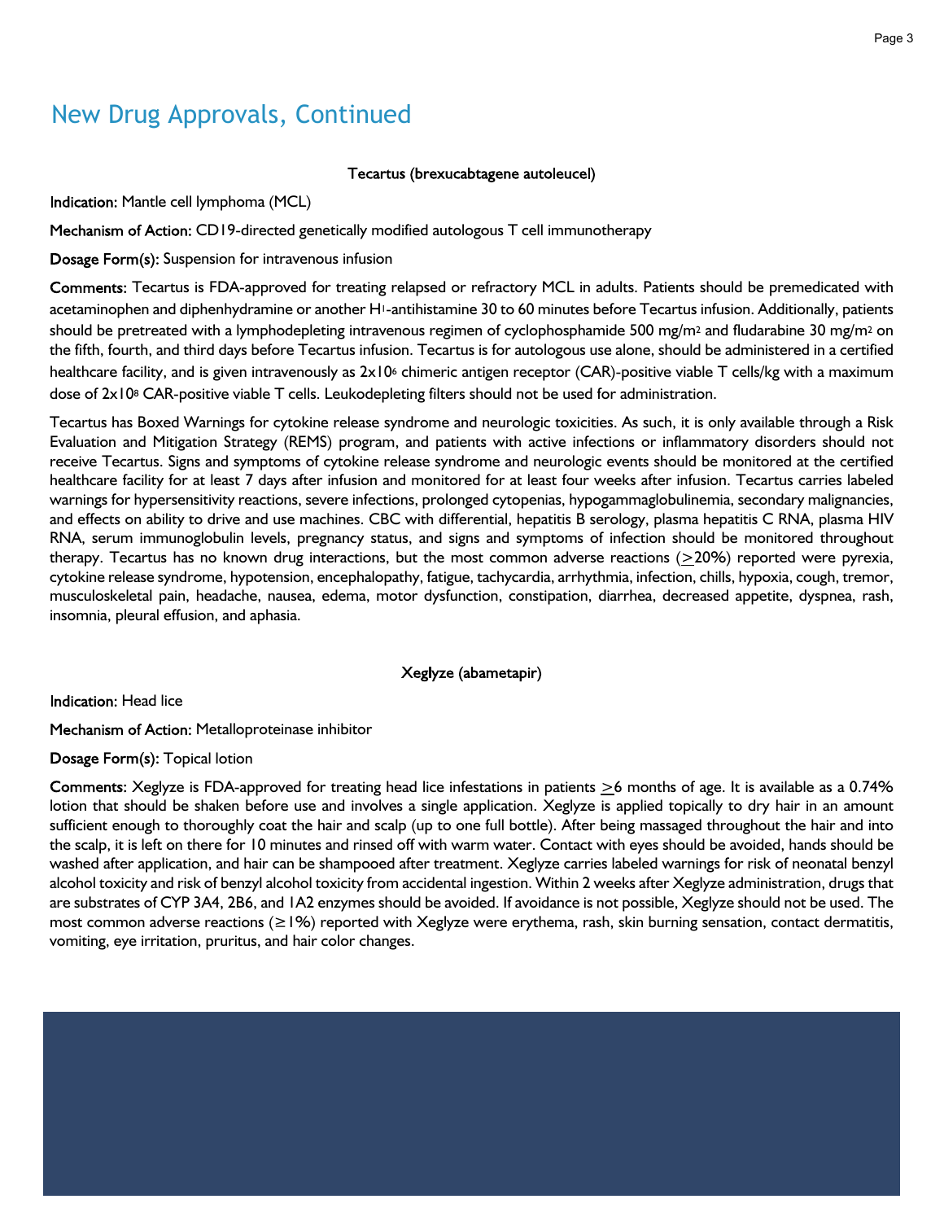# New Drug Approvals, Continued

**Tecartus (brexucabtagene autoleucel)**

**Indication:** Mantle cell lymphoma (MCL)

**Mechanism of Action:** CD19-directed genetically modified autologous T cell immunotherapy

**Dosage Form(s):** Suspension for intravenous infusion

**Comments:** Tecartus is FDA-approved for treating relapsed or refractory MCL in adults. Patients should be premedicated with acetaminophen and diphenhydramine or another $H_1$-antihistamine 30 to 60 minutes before Tecartus infusion. Additionally, patients should be pretreated with a lymphodepleting intravenous regimen of cyclophosphamide 500 mg/m$^2$ and fludarabine 30 mg/m$^2$ on the fifth, fourth, and third days before Tecartus infusion. Tecartus is for autologous use alone, should be administered in a certified healthcare facility, and is given intravenously as $2\times10^6$ chimeric antigen receptor (CAR)-positive viable T cells/kg with a maximum dose of $2\times10^8$ CAR-positive viable T cells. Leukodepleting filters should not be used for administration.

Tecartus has Boxed Warnings for cytokine release syndrome and neurologic toxicities. As such, it is only available through a Risk Evaluation and Mitigation Strategy (REMS) program, and patients with active infections or inflammatory disorders should not receive Tecartus. Signs and symptoms of cytokine release syndrome and neurologic events should be monitored at the certified healthcare facility for at least 7 days after infusion and monitored for at least four weeks after infusion. Tecartus carries labeled warnings for hypersensitivity reactions, severe infections, prolonged cytopenias, hypogammaglobulinemia, secondary malignancies, and effects on ability to drive and use machines. CBC with differential, hepatitis B serology, plasma hepatitis C RNA, plasma HIV RNA, serum immunoglobulin levels, pregnancy status, and signs and symptoms of infection should be monitored throughout therapy. Tecartus has no known drug interactions, but the most common adverse reactions (≥20%) reported were pyrexia, cytokine release syndrome, hypotension, encephalopathy, fatigue, tachycardia, arrhythmia, infection, chills, hypoxia, cough, tremor, musculoskeletal pain, headache, nausea, edema, motor dysfunction, constipation, diarrhea, decreased appetite, dyspnea, rash, insomnia, pleural effusion, and aphasia.

**Xeglyze (abametapir)**

**Indication:** Head lice

**Mechanism of Action:** Metalloproteinase inhibitor

**Dosage Form(s):** Topical lotion

**Comments:** Xeglyze is FDA-approved for treating head lice infestations in patients ≥6 months of age. It is available as a 0.74% lotion that should be shaken before use and involves a single application. Xeglyze is applied topically to dry hair in an amount sufficient enough to thoroughly coat the hair and scalp (up to one full bottle). After being massaged throughout the hair and into the scalp, it is left on there for 10 minutes and rinsed off with warm water. Contact with eyes should be avoided, hands should be washed after application, and hair can be shampooed after treatment. Xeglyze carries labeled warnings for risk of neonatal benzyl alcohol toxicity and risk of benzyl alcohol toxicity from accidental ingestion. Within 2 weeks after Xeglyze administration, drugs that are substrates of CYP 3A4, 2B6, and 1A2 enzymes should be avoided. If avoidance is not possible, Xeglyze should not be used. The most common adverse reactions (≥1%) reported with Xeglyze were erythema, rash, skin burning sensation, contact dermatitis, vomiting, eye irritation, pruritus, and hair color changes.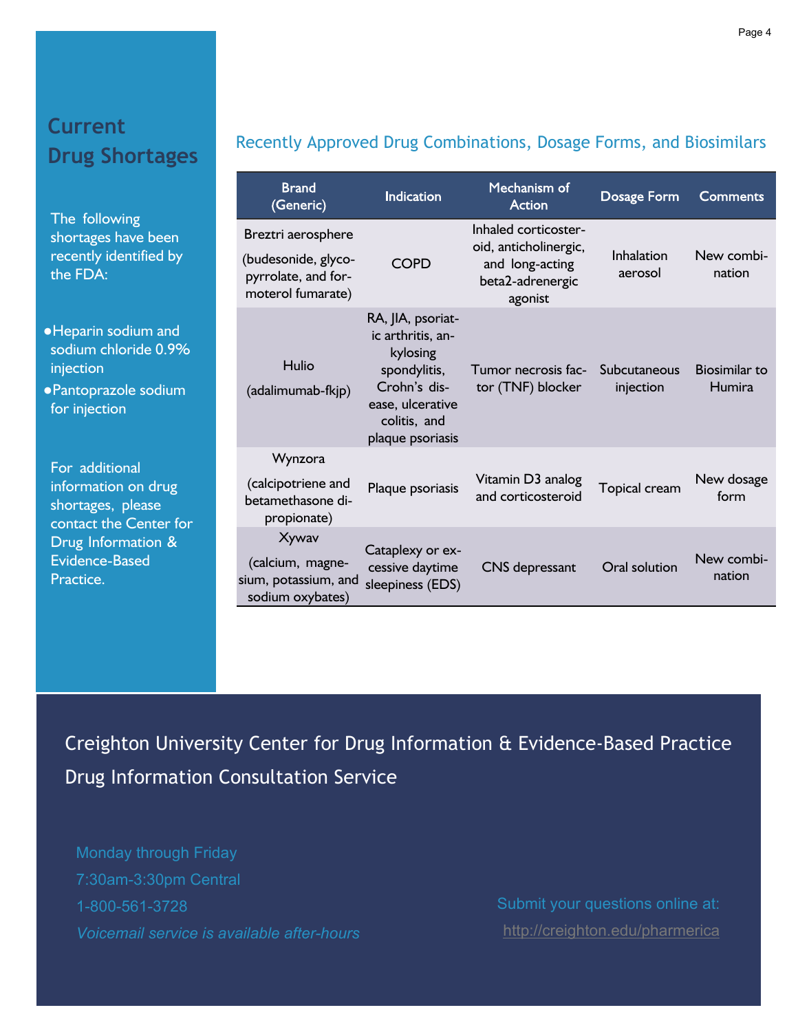## Current Drug Shortages

The following shortages have been recently identified by the FDA:

- Heparin sodium and sodium chloride 0.9% injection
- Pantoprazole sodium for injection

For additional information on drug shortages, please contact the Center for Drug Information & Evidence-Based Practice.

## Recently Approved Drug Combinations, Dosage Forms, and Biosimilars

| Brand (Generic) | Indication | Mechanism of Action | Dosage Form | Comments |
|---|---|---|---|---|
| Breztri aerosphere (budesonide, glycopyrrolate, and formoterol fumarate) | COPD | Inhaled corticosteroid, anticholinergic, and long-acting beta2-adrenergic agonist | Inhalation aerosol | New combination |
| Hulio (adalimumab-fkjp) | RA, JIA, psoriatic arthritis, ankylosing spondylitis, Crohn's disease, ulcerative colitis, and plaque psoriasis | Tumor necrosis factor (TNF) blocker | Subcutaneous injection | Biosimilar to Humira |
| Wynzora (calcipotriene and betamethasone dipropionate) | Plaque psoriasis | Vitamin D3 analog and corticosteroid | Topical cream | New dosage form |
| Xywav (calcium, magnesium, potassium, and sodium oxybates) | Cataplexy or excessive daytime sleepiness (EDS) | CNS depressant | Oral solution | New combination |

## Creighton University Center for Drug Information & Evidence-Based Practice

## Drug Information Consultation Service

Monday through Friday

7:30am-3:30pm Central

1-800-561-3728

*Voicemail service is available after-hours*

Submit your questions online at:

http://creighton.edu/pharmerica